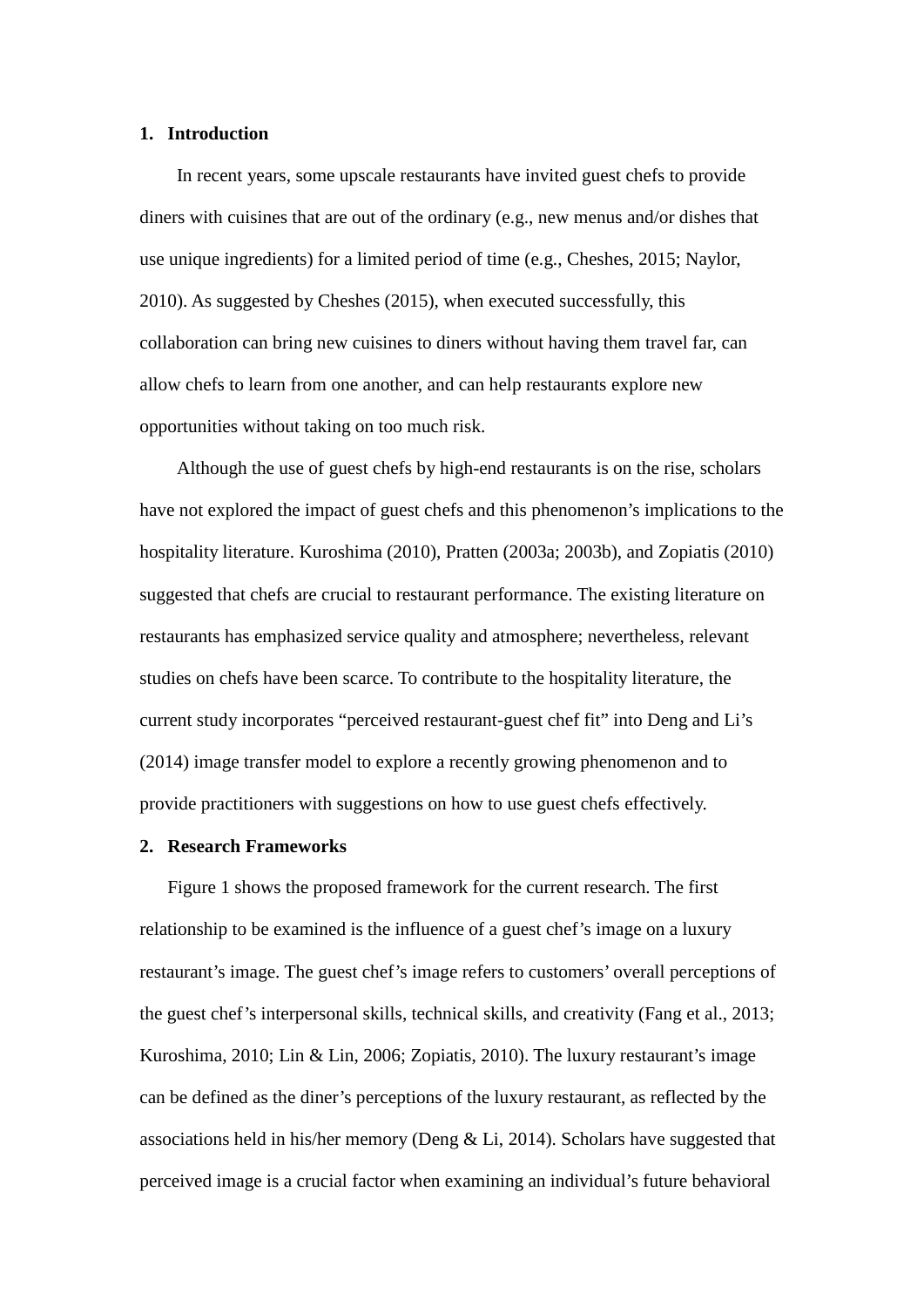## 1. Introduction

In recent years, some upscale restaurants have invited guest chefs to provide diners with cuisines that are out of the ordinary (e.g., new menus and/or dishes that use unique ingredients) for a limited period of time (e.g., Cheshes, 2015; Naylor, 2010). As suggested by Cheshes (2015), when executed successfully, this collaboration can bring new cuisines to diners without having them travel far, can allow chefs to learn from one another, and can help restaurants explore new opportunities without taking on too much risk.

Although the use of guest chefs by high-end restaurants is on the rise, scholars have not explored the impact of guest chefs and this phenomenon's implications to the hospitality literature. Kuroshima (2010), Pratten (2003a; 2003b), and Zopiatis (2010) suggested that chefs are crucial to restaurant performance. The existing literature on restaurants has emphasized service quality and atmosphere; nevertheless, relevant studies on chefs have been scarce. To contribute to the hospitality literature, the current study incorporates "perceived restaurant-guest chef fit" into Deng and Li's (2014) image transfer model to explore a recently growing phenomenon and to provide practitioners with suggestions on how to use guest chefs effectively.

## 2. Research Frameworks

Figure 1 shows the proposed framework for the current research. The first relationship to be examined is the influence of a guest chef's image on a luxury restaurant's image. The guest chef's image refers to customers' overall perceptions of the guest chef's interpersonal skills, technical skills, and creativity (Fang et al., 2013; Kuroshima, 2010; Lin & Lin, 2006; Zopiatis, 2010). The luxury restaurant's image can be defined as the diner's perceptions of the luxury restaurant, as reflected by the associations held in his/her memory (Deng & Li, 2014). Scholars have suggested that perceived image is a crucial factor when examining an individual's future behavioral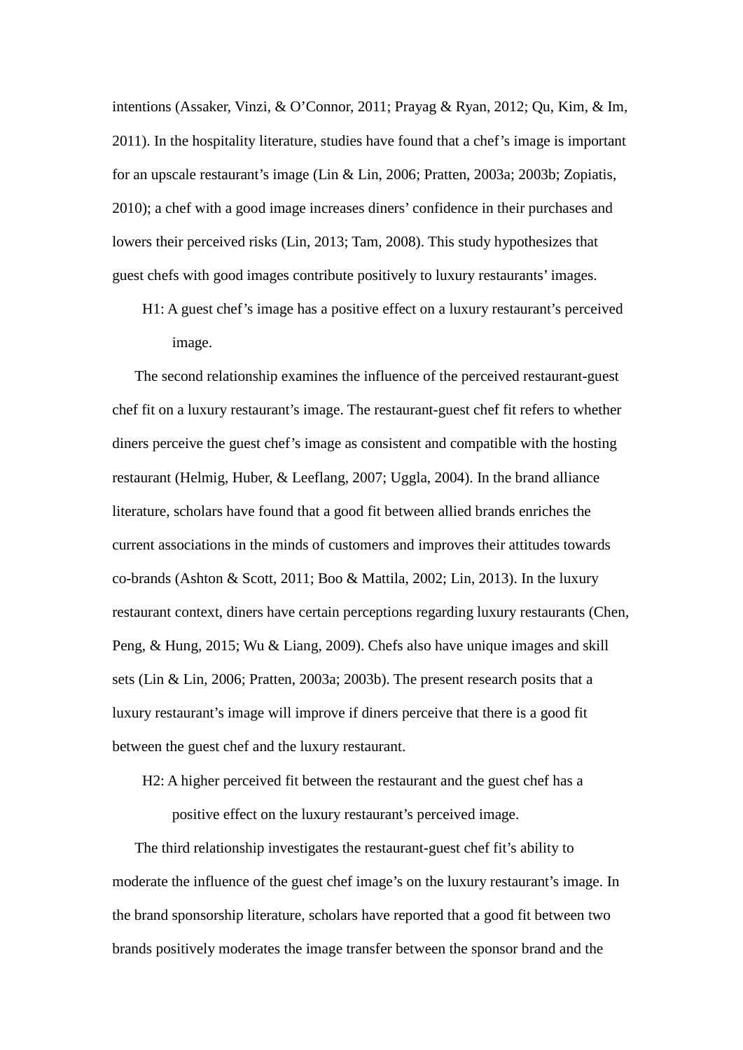intentions (Assaker, Vinzi, & O'Connor, 2011; Prayag & Ryan, 2012; Qu, Kim, & Im, 2011). In the hospitality literature, studies have found that a chef's image is important for an upscale restaurant's image (Lin & Lin, 2006; Pratten, 2003a; 2003b; Zopiatis, 2010); a chef with a good image increases diners' confidence in their purchases and lowers their perceived risks (Lin, 2013; Tam, 2008). This study hypothesizes that guest chefs with good images contribute positively to luxury restaurants' images.

> H1: A guest chef's image has a positive effect on a luxury restaurant's perceived image.

The second relationship examines the influence of the perceived restaurant-guest chef fit on a luxury restaurant's image. The restaurant-guest chef fit refers to whether diners perceive the guest chef's image as consistent and compatible with the hosting restaurant (Helmig, Huber, & Leeflang, 2007; Uggla, 2004). In the brand alliance literature, scholars have found that a good fit between allied brands enriches the current associations in the minds of customers and improves their attitudes towards co-brands (Ashton & Scott, 2011; Boo & Mattila, 2002; Lin, 2013). In the luxury restaurant context, diners have certain perceptions regarding luxury restaurants (Chen, Peng, & Hung, 2015; Wu & Liang, 2009). Chefs also have unique images and skill sets (Lin & Lin, 2006; Pratten, 2003a; 2003b). The present research posits that a luxury restaurant's image will improve if diners perceive that there is a good fit between the guest chef and the luxury restaurant.

> H2: A higher perceived fit between the restaurant and the guest chef has a positive effect on the luxury restaurant's perceived image.

The third relationship investigates the restaurant-guest chef fit's ability to moderate the influence of the guest chef image's on the luxury restaurant's image. In the brand sponsorship literature, scholars have reported that a good fit between two brands positively moderates the image transfer between the sponsor brand and the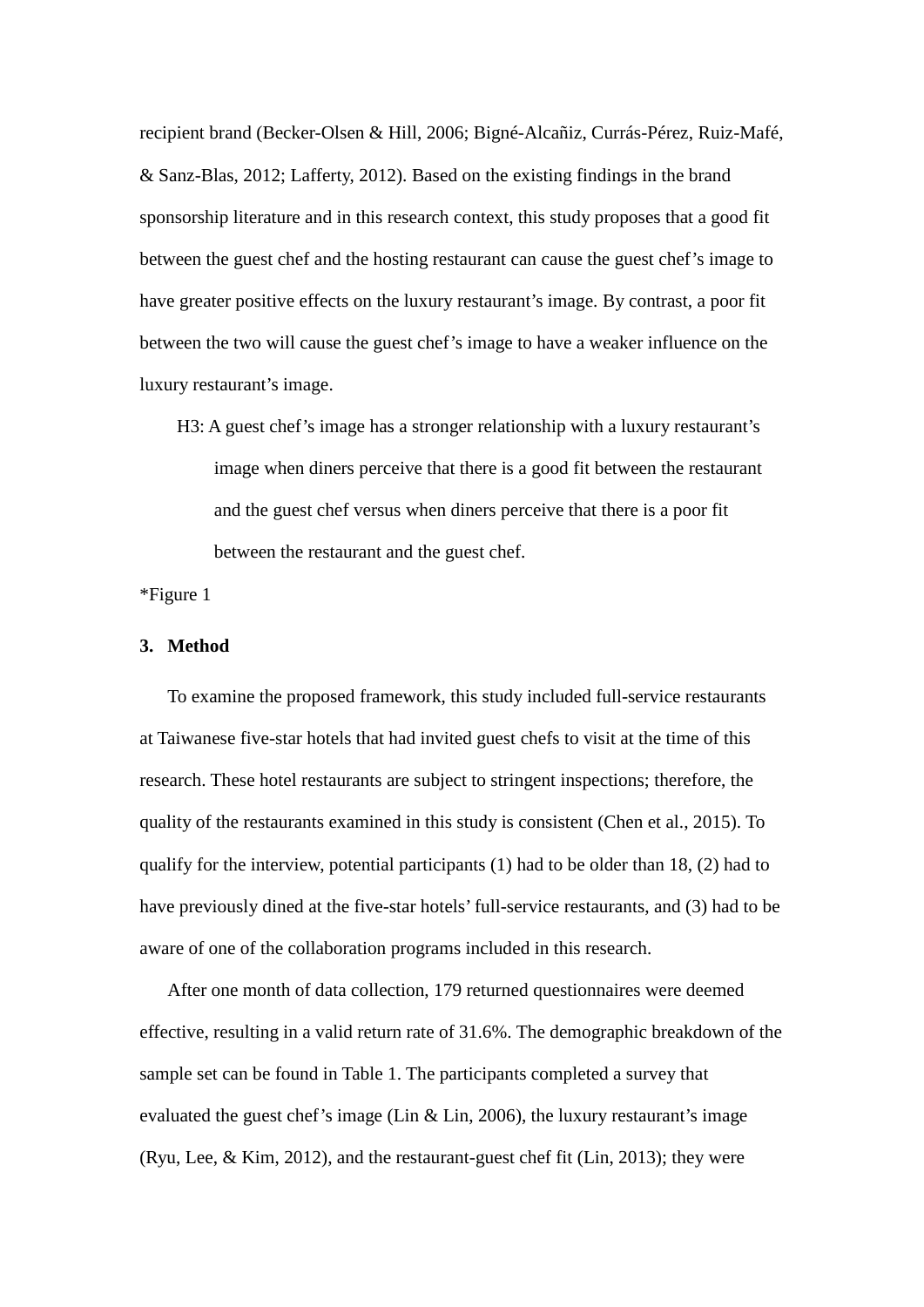recipient brand (Becker-Olsen & Hill, 2006; Bigné-Alcañiz, Currás-Pérez, Ruiz-Mafé, & Sanz-Blas, 2012; Lafferty, 2012). Based on the existing findings in the brand sponsorship literature and in this research context, this study proposes that a good fit between the guest chef and the hosting restaurant can cause the guest chef's image to have greater positive effects on the luxury restaurant's image. By contrast, a poor fit between the two will cause the guest chef's image to have a weaker influence on the luxury restaurant's image.

> H3: A guest chef's image has a stronger relationship with a luxury restaurant's image when diners perceive that there is a good fit between the restaurant and the guest chef versus when diners perceive that there is a poor fit between the restaurant and the guest chef.

*Figure 1

## 3. Method

To examine the proposed framework, this study included full-service restaurants at Taiwanese five-star hotels that had invited guest chefs to visit at the time of this research. These hotel restaurants are subject to stringent inspections; therefore, the quality of the restaurants examined in this study is consistent (Chen et al., 2015). To qualify for the interview, potential participants (1) had to be older than 18, (2) had to have previously dined at the five-star hotels' full-service restaurants, and (3) had to be aware of one of the collaboration programs included in this research.

After one month of data collection, 179 returned questionnaires were deemed effective, resulting in a valid return rate of 31.6%. The demographic breakdown of the sample set can be found in Table 1. The participants completed a survey that evaluated the guest chef's image (Lin & Lin, 2006), the luxury restaurant's image (Ryu, Lee, & Kim, 2012), and the restaurant-guest chef fit (Lin, 2013); they were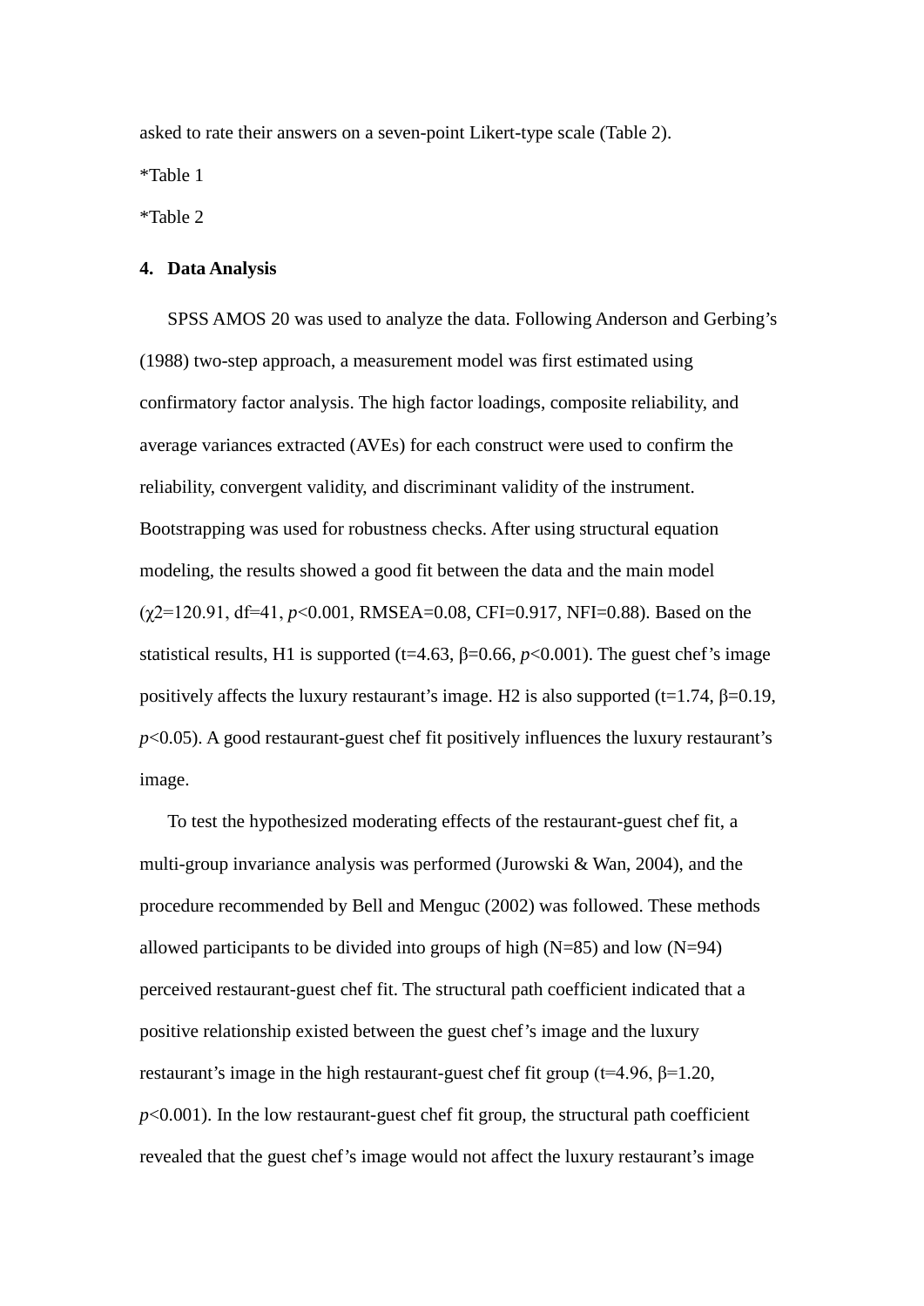asked to rate their answers on a seven-point Likert-type scale (Table 2).

*Table 1

*Table 2

## 4. Data Analysis

SPSS AMOS 20 was used to analyze the data. Following Anderson and Gerbing's (1988) two-step approach, a measurement model was first estimated using confirmatory factor analysis. The high factor loadings, composite reliability, and average variances extracted (AVEs) for each construct were used to confirm the reliability, convergent validity, and discriminant validity of the instrument. Bootstrapping was used for robustness checks. After using structural equation modeling, the results showed a good fit between the data and the main model ($\chi^2$=120.91, df=41, $p<0.001$, RMSEA=0.08, CFI=0.917, NFI=0.88). Based on the statistical results, H1 is supported (t=4.63, $\beta$=0.66, $p<0.001$). The guest chef's image positively affects the luxury restaurant's image. H2 is also supported (t=1.74, $\beta$=0.19, $p<0.05$). A good restaurant-guest chef fit positively influences the luxury restaurant's image.

To test the hypothesized moderating effects of the restaurant-guest chef fit, a multi-group invariance analysis was performed (Jurowski & Wan, 2004), and the procedure recommended by Bell and Menguc (2002) was followed. These methods allowed participants to be divided into groups of high (N=85) and low (N=94) perceived restaurant-guest chef fit. The structural path coefficient indicated that a positive relationship existed between the guest chef's image and the luxury restaurant's image in the high restaurant-guest chef fit group (t=4.96, $\beta$=1.20, $p<0.001$). In the low restaurant-guest chef fit group, the structural path coefficient revealed that the guest chef's image would not affect the luxury restaurant's image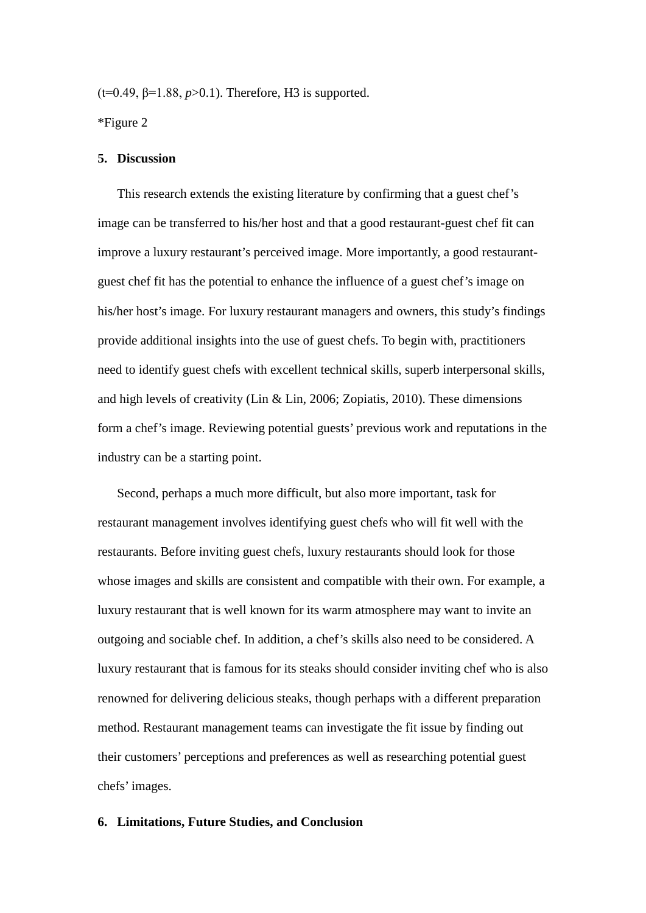($t=0.49$, $\beta=1.88$, $p>0.1$). Therefore, H3 is supported.

*Figure 2

## 5. Discussion

This research extends the existing literature by confirming that a guest chef's image can be transferred to his/her host and that a good restaurant-guest chef fit can improve a luxury restaurant's perceived image. More importantly, a good restaurant-guest chef fit has the potential to enhance the influence of a guest chef's image on his/her host's image. For luxury restaurant managers and owners, this study's findings provide additional insights into the use of guest chefs. To begin with, practitioners need to identify guest chefs with excellent technical skills, superb interpersonal skills, and high levels of creativity (Lin & Lin, 2006; Zopiatis, 2010). These dimensions form a chef's image. Reviewing potential guests' previous work and reputations in the industry can be a starting point.

Second, perhaps a much more difficult, but also more important, task for restaurant management involves identifying guest chefs who will fit well with the restaurants. Before inviting guest chefs, luxury restaurants should look for those whose images and skills are consistent and compatible with their own. For example, a luxury restaurant that is well known for its warm atmosphere may want to invite an outgoing and sociable chef. In addition, a chef's skills also need to be considered. A luxury restaurant that is famous for its steaks should consider inviting chef who is also renowned for delivering delicious steaks, though perhaps with a different preparation method. Restaurant management teams can investigate the fit issue by finding out their customers' perceptions and preferences as well as researching potential guest chefs' images.

## 6. Limitations, Future Studies, and Conclusion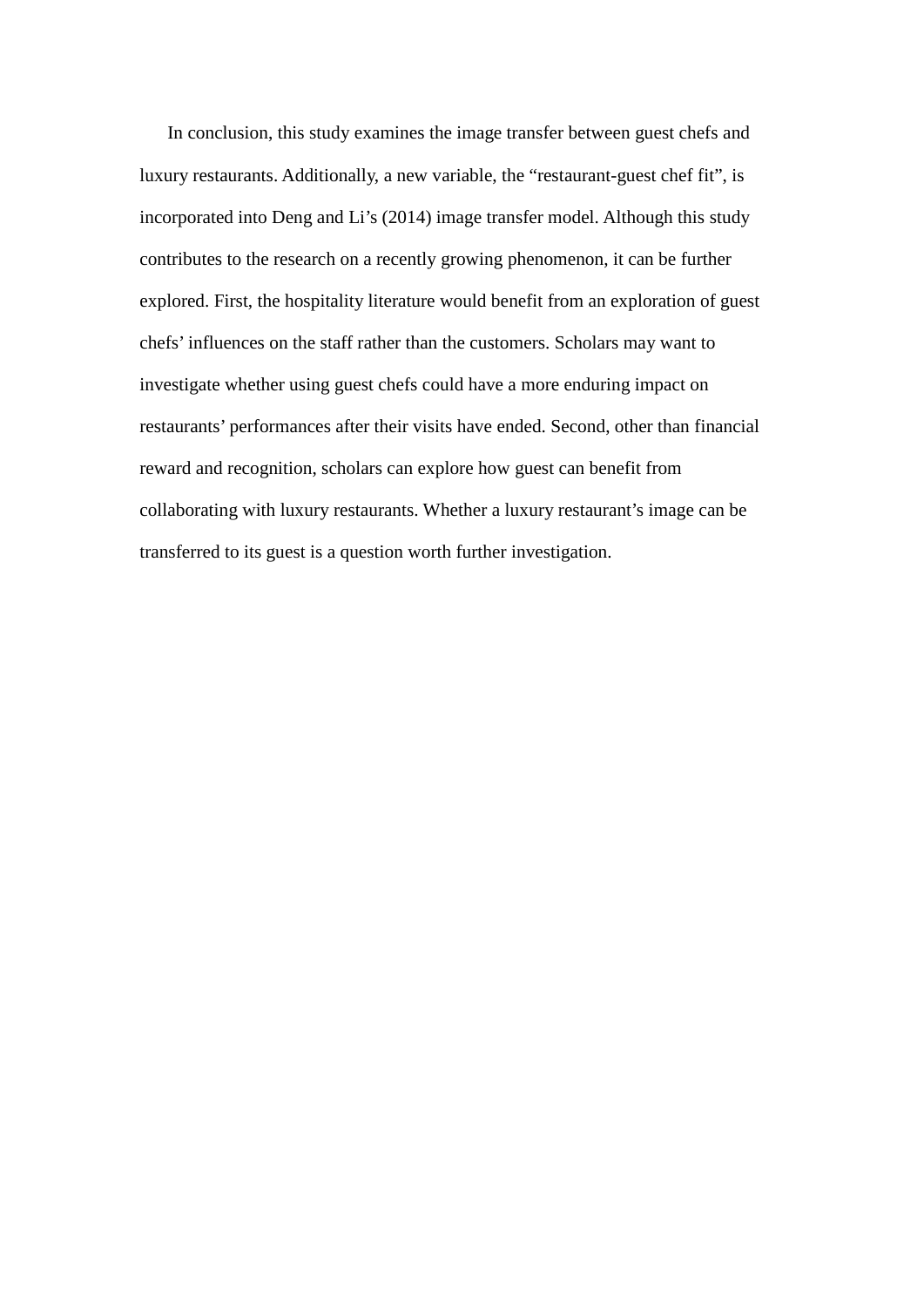In conclusion, this study examines the image transfer between guest chefs and luxury restaurants. Additionally, a new variable, the “restaurant-guest chef fit”, is incorporated into Deng and Li’s (2014) image transfer model. Although this study contributes to the research on a recently growing phenomenon, it can be further explored. First, the hospitality literature would benefit from an exploration of guest chefs’ influences on the staff rather than the customers. Scholars may want to investigate whether using guest chefs could have a more enduring impact on restaurants’ performances after their visits have ended. Second, other than financial reward and recognition, scholars can explore how guest can benefit from collaborating with luxury restaurants. Whether a luxury restaurant’s image can be transferred to its guest is a question worth further investigation.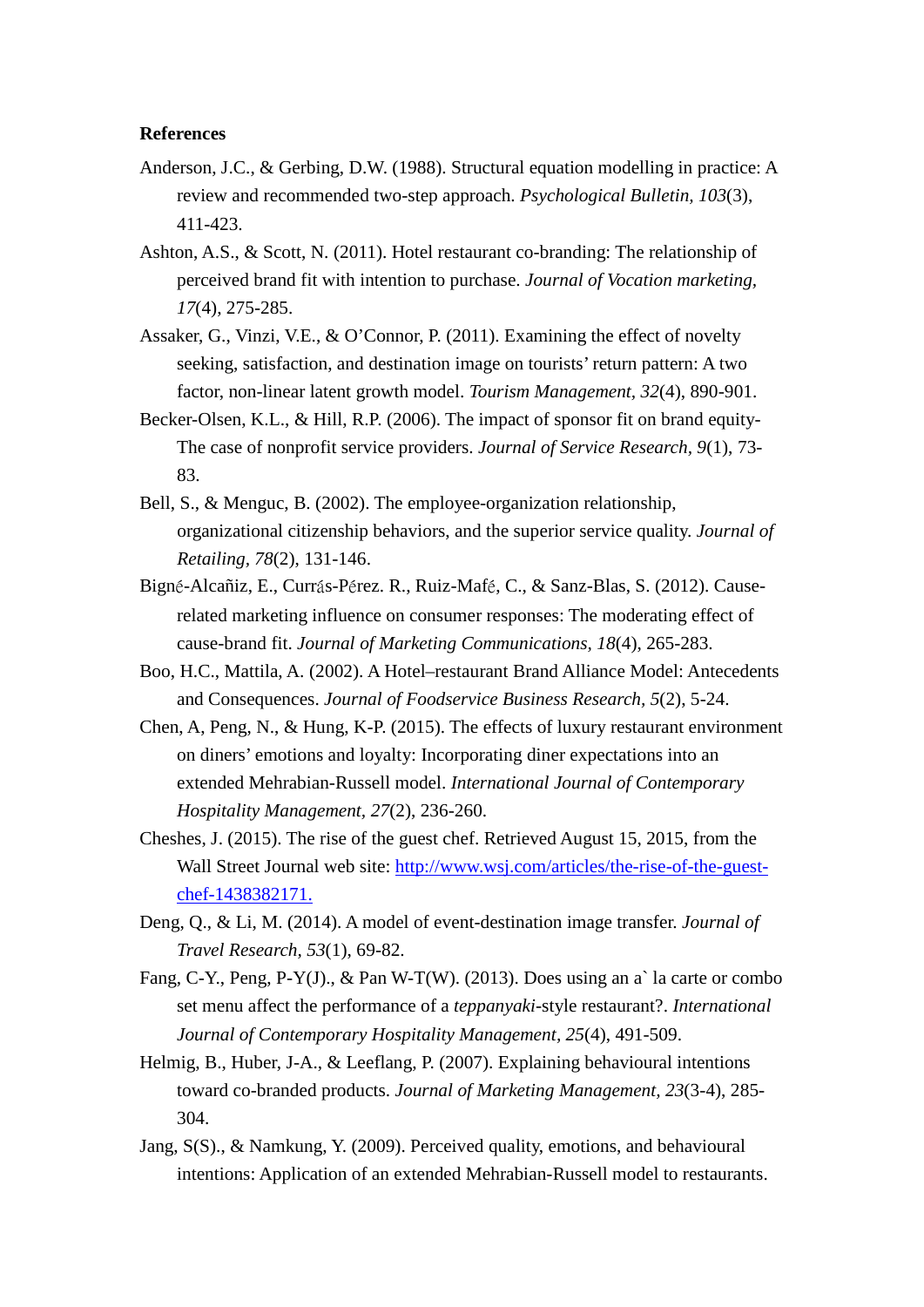**References**

Anderson, J.C., & Gerbing, D.W. (1988). Structural equation modelling in practice: A review and recommended two-step approach. *Psychological Bulletin*, *103*(3), 411-423.

Ashton, A.S., & Scott, N. (2011). Hotel restaurant co-branding: The relationship of perceived brand fit with intention to purchase. *Journal of Vocation marketing, 17*(4), 275-285.

Assaker, G., Vinzi, V.E., & O'Connor, P. (2011). Examining the effect of novelty seeking, satisfaction, and destination image on tourists' return pattern: A two factor, non-linear latent growth model. *Tourism Management*, *32*(4), 890-901.

Becker-Olsen, K.L., & Hill, R.P. (2006). The impact of sponsor fit on brand equity-The case of nonprofit service providers. *Journal of Service Research*, *9*(1), 73-83.

Bell, S., & Menguc, B. (2002). The employee-organization relationship, organizational citizenship behaviors, and the superior service quality. *Journal of Retailing*, *78*(2), 131-146.

Bigné-Alcañiz, E., Currás-Pérez. R., Ruiz-Mafé, C., & Sanz-Blas, S. (2012). Cause-related marketing influence on consumer responses: The moderating effect of cause-brand fit. *Journal of Marketing Communications, 18*(4), 265-283.

Boo, H.C., Mattila, A. (2002). A Hotel–restaurant Brand Alliance Model: Antecedents and Consequences. *Journal of Foodservice Business Research, 5*(2), 5-24.

Chen, A, Peng, N., & Hung, K-P. (2015). The effects of luxury restaurant environment on diners' emotions and loyalty: Incorporating diner expectations into an extended Mehrabian-Russell model. *International Journal of Contemporary Hospitality Management*, *27*(2), 236-260.

Cheshes, J. (2015). The rise of the guest chef. Retrieved August 15, 2015, from the Wall Street Journal web site: http://www.wsj.com/articles/the-rise-of-the-guest-chef-1438382171.

Deng, Q., & Li, M. (2014). A model of event-destination image transfer. *Journal of Travel Research*, *53*(1), 69-82.

Fang, C-Y., Peng, P-Y(J)., & Pan W-T(W). (2013). Does using an a` la carte or combo set menu affect the performance of a *teppanyaki*-style restaurant?. *International Journal of Contemporary Hospitality Management*, *25*(4), 491-509.

Helmig, B., Huber, J-A., & Leeflang, P. (2007). Explaining behavioural intentions toward co-branded products. *Journal of Marketing Management*, *23*(3-4), 285-304.

Jang, S(S)., & Namkung, Y. (2009). Perceived quality, emotions, and behavioural intentions: Application of an extended Mehrabian-Russell model to restaurants.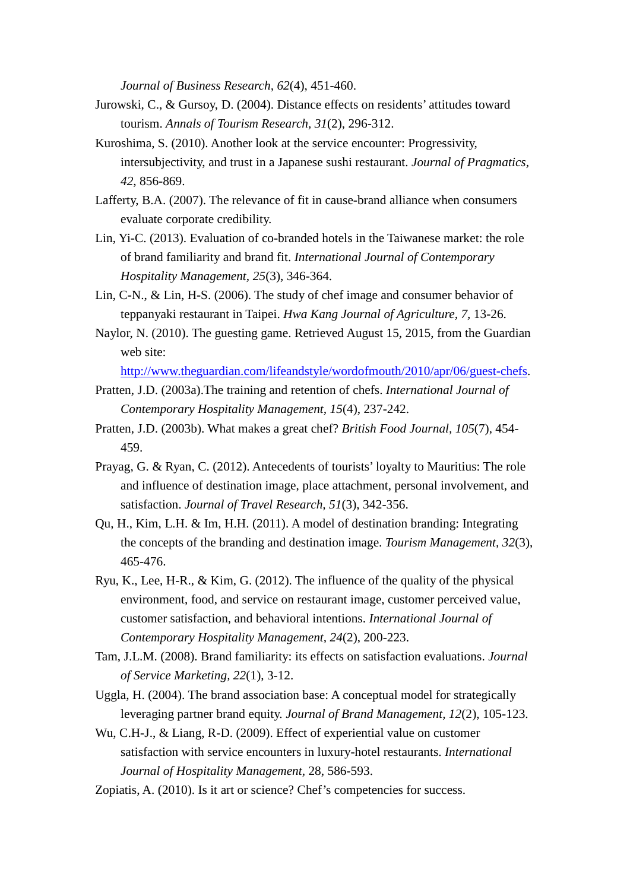*Journal of Business Research, 62*(4), 451-460.

Jurowski, C., & Gursoy, D. (2004). Distance effects on residents' attitudes toward tourism. *Annals of Tourism Research, 31*(2), 296-312.

Kuroshima, S. (2010). Another look at the service encounter: Progressivity, intersubjectivity, and trust in a Japanese sushi restaurant. *Journal of Pragmatics, 42*, 856-869.

Lafferty, B.A. (2007). The relevance of fit in cause-brand alliance when consumers evaluate corporate credibility.

Lin, Yi-C. (2013). Evaluation of co-branded hotels in the Taiwanese market: the role of brand familiarity and brand fit. *International Journal of Contemporary Hospitality Management, 25*(3), 346-364.

Lin, C-N., & Lin, H-S. (2006). The study of chef image and consumer behavior of teppanyaki restaurant in Taipei. *Hwa Kang Journal of Agriculture, 7*, 13-26.

Naylor, N. (2010). The guesting game. Retrieved August 15, 2015, from the Guardian web site: http://www.theguardian.com/lifeandstyle/wordofmouth/2010/apr/06/guest-chefs.

Pratten, J.D. (2003a).The training and retention of chefs. *International Journal of Contemporary Hospitality Management, 15*(4), 237-242.

Pratten, J.D. (2003b). What makes a great chef? *British Food Journal, 105*(7), 454-459.

Prayag, G. & Ryan, C. (2012). Antecedents of tourists' loyalty to Mauritius: The role and influence of destination image, place attachment, personal involvement, and satisfaction. *Journal of Travel Research, 51*(3), 342-356.

Qu, H., Kim, L.H. & Im, H.H. (2011). A model of destination branding: Integrating the concepts of the branding and destination image. *Tourism Management, 32*(3), 465-476.

Ryu, K., Lee, H-R., & Kim, G. (2012). The influence of the quality of the physical environment, food, and service on restaurant image, customer perceived value, customer satisfaction, and behavioral intentions. *International Journal of Contemporary Hospitality Management, 24*(2), 200-223.

Tam, J.L.M. (2008). Brand familiarity: its effects on satisfaction evaluations. *Journal of Service Marketing, 22*(1), 3-12.

Uggla, H. (2004). The brand association base: A conceptual model for strategically leveraging partner brand equity. *Journal of Brand Management, 12*(2), 105-123.

Wu, C.H-J., & Liang, R-D. (2009). Effect of experiential value on customer satisfaction with service encounters in luxury-hotel restaurants. *International Journal of Hospitality Management*, 28, 586-593.

Zopiatis, A. (2010). Is it art or science? Chef's competencies for success.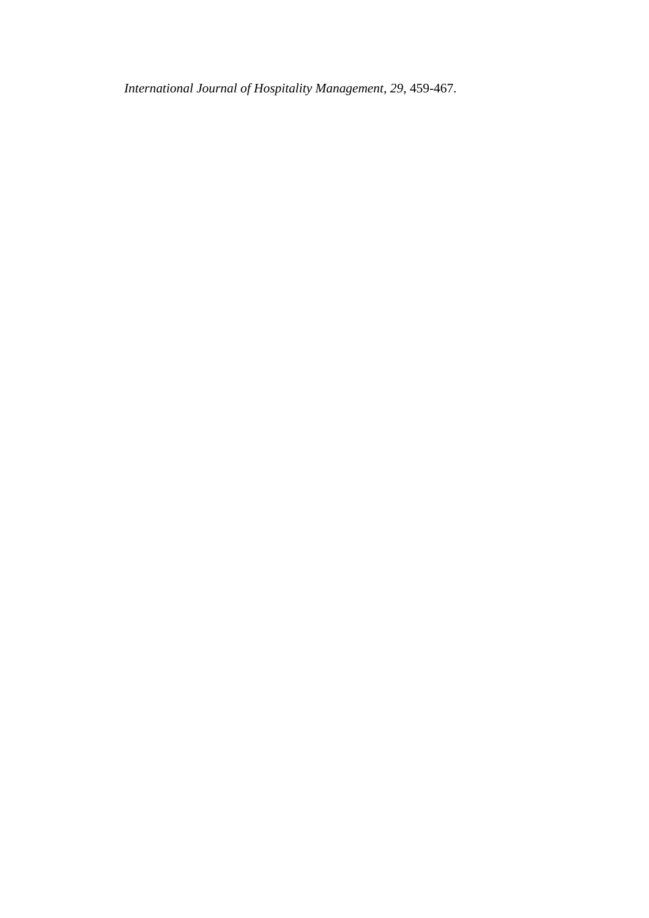*International Journal of Hospitality Management, 29*, 459-467.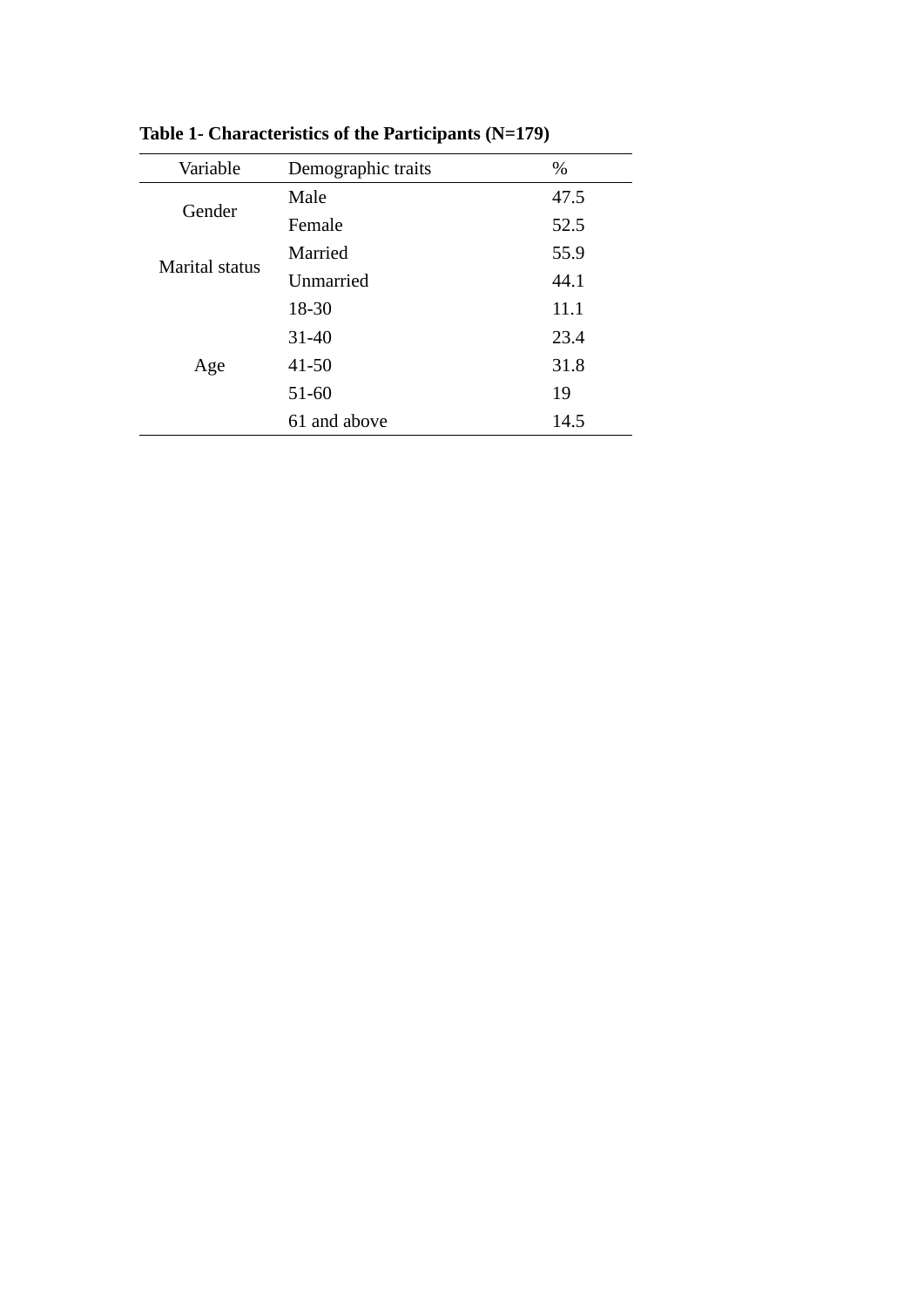**Table 1- Characteristics of the Participants (N=179)**

| Variable | Demographic traits | % |
|---|---|---|
| Gender | Male | 47.5 |
| | Female | 52.5 |
| Marital status | Married | 55.9 |
| | Unmarried | 44.1 |
| Age | 18-30 | 11.1 |
| | 31-40 | 23.4 |
| | 41-50 | 31.8 |
| | 51-60 | 19 |
| | 61 and above | 14.5 |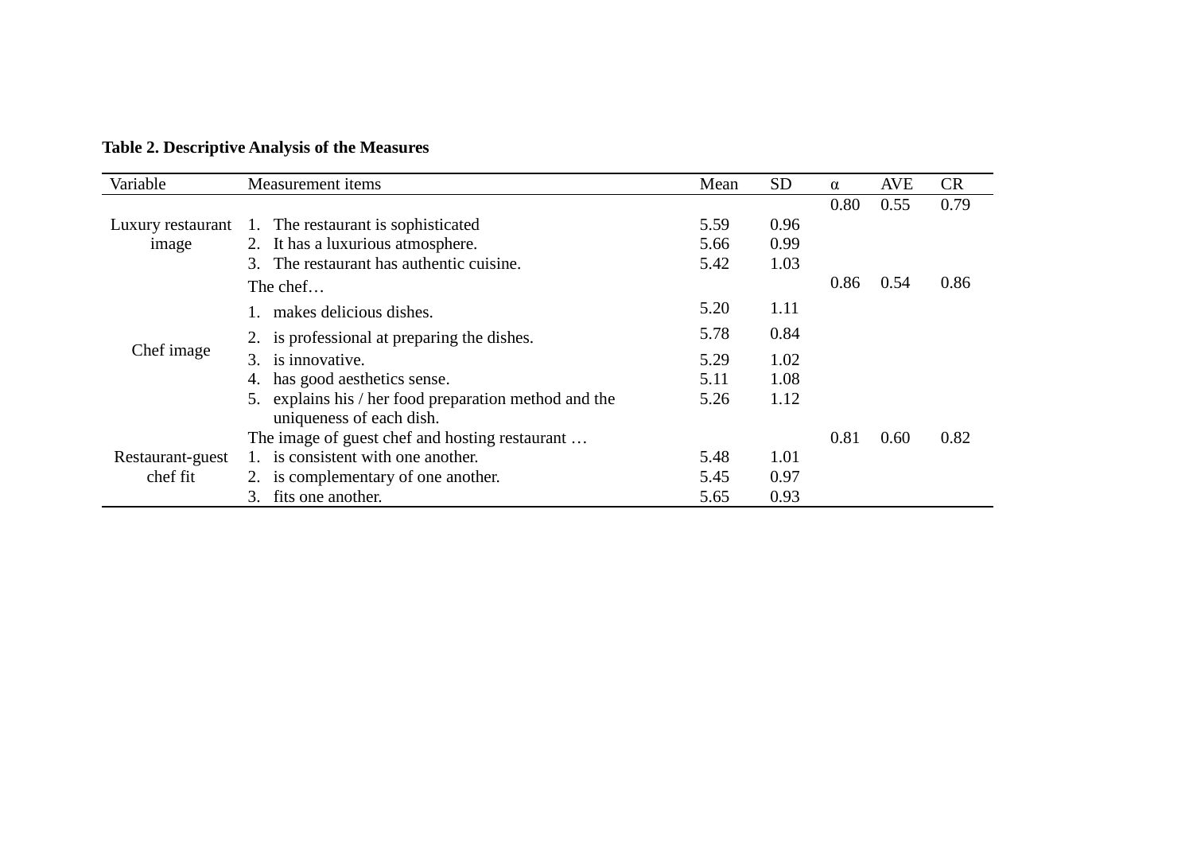**Table 2. Descriptive Analysis of the Measures**

| Variable | Measurement items | Mean | SD | α | AVE | CR |
|---|---|---|---|---|---|---|
| Luxury restaurant image | | | | 0.80 | 0.55 | 0.79 |
| | 1. The restaurant is sophisticated | 5.59 | 0.96 | | | |
| | 2. It has a luxurious atmosphere. | 5.66 | 0.99 | | | |
| | 3. The restaurant has authentic cuisine. | 5.42 | 1.03 | | | |
| Chef image | The chef… | | | 0.86 | 0.54 | 0.86 |
| | 1. makes delicious dishes. | 5.20 | 1.11 | | | |
| | 2. is professional at preparing the dishes. | 5.78 | 0.84 | | | |
| | 3. is innovative. | 5.29 | 1.02 | | | |
| | 4. has good aesthetics sense. | 5.11 | 1.08 | | | |
| | 5. explains his / her food preparation method and the uniqueness of each dish. | 5.26 | 1.12 | | | |
| Restaurant-guest chef fit | The image of guest chef and hosting restaurant … | | | 0.81 | 0.60 | 0.82 |
| | 1. is consistent with one another. | 5.48 | 1.01 | | | |
| | 2. is complementary of one another. | 5.45 | 0.97 | | | |
| | 3. fits one another. | 5.65 | 0.93 | | | |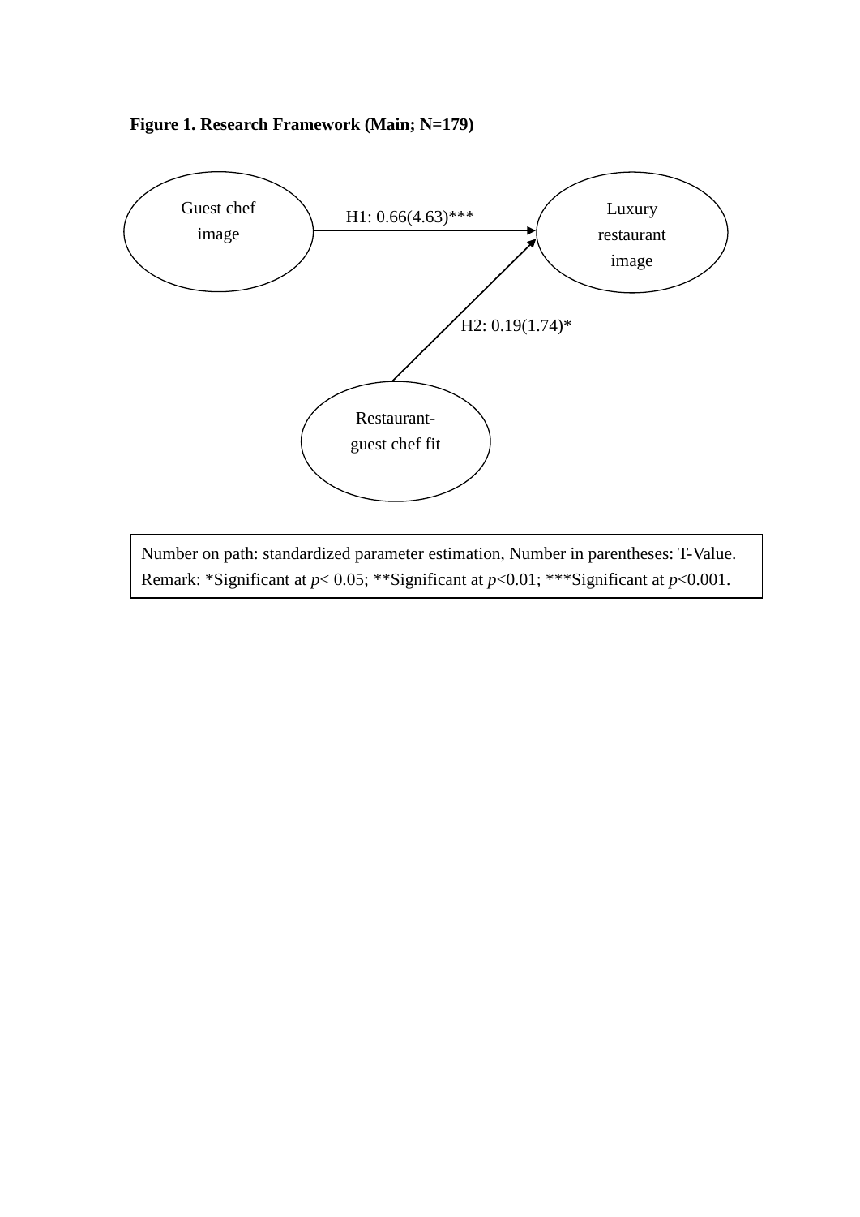**Figure 1. Research Framework (Main; N=179)**

Guest chef image → Luxury restaurant image: H1: 0.66(4.63)***

Restaurant-guest chef fit → Luxury restaurant image: H2: 0.19(1.74)*

Number on path: standardized parameter estimation, Number in parentheses: T-Value.
Remark: *Significant at *p*< 0.05; **Significant at *p*<0.01; ***Significant at *p*<0.001.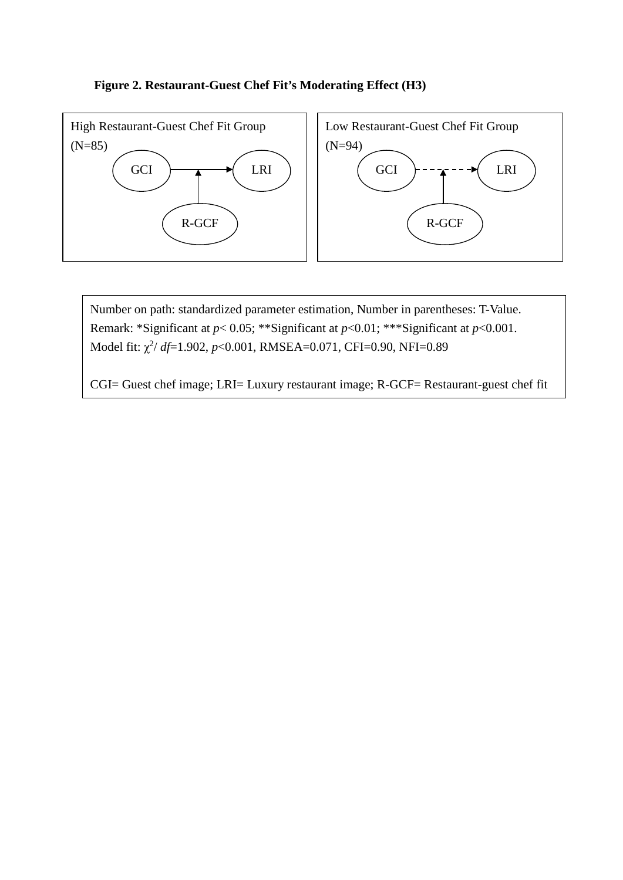**Figure 2. Restaurant-Guest Chef Fit's Moderating Effect (H3)**

High Restaurant-Guest Chef Fit Group
(N=85)

GCI

LRI

R-GCF

Low Restaurant-Guest Chef Fit Group
(N=94)

GCI

LRI

R-GCF

Number on path: standardized parameter estimation, Number in parentheses: T-Value.
Remark: *Significant at $p < 0.05$; **Significant at $p < 0.01$; ***Significant at $p < 0.001$.
Model fit: $\chi^2 / df = 1.902$, $p < 0.001$, RMSEA=0.071, CFI=0.90, NFI=0.89

CGI= Guest chef image; LRI= Luxury restaurant image; R-GCF= Restaurant-guest chef fit